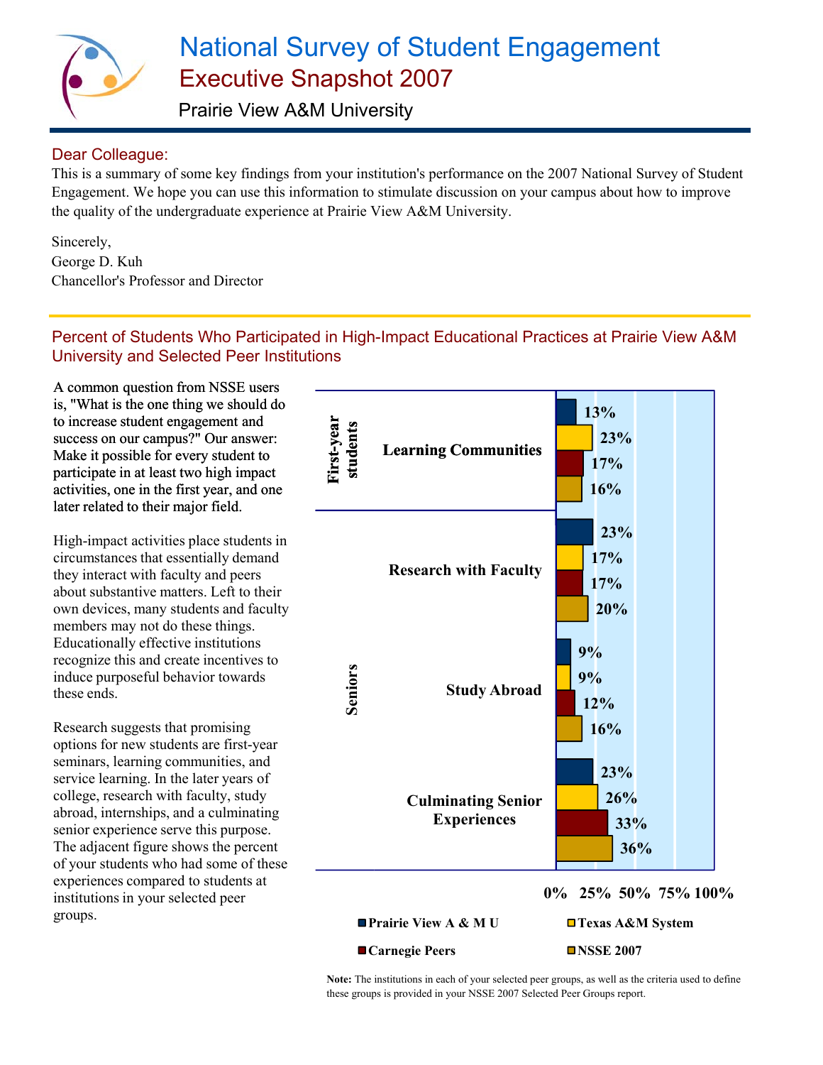# National Survey of Student Engagement

## Executive Snapshot 2007

### Prairie View A&M University

**Dear Colleague:**

This is a summary of some key findings from your institution's performance on the 2007 National Survey of Student Engagement. We hope you can use this information to stimulate discussion on your campus about how to improve the quality of the undergraduate experience at Prairie View A&M University.

Sincerely,
George D. Kuh
Chancellor's Professor and Director

## Percent of Students Who Participated in High-Impact Educational Practices at Prairie View A&M University and Selected Peer Institutions

A common question from NSSE users is, "What is the one thing we should do to increase student engagement and success on our campus?" Our answer: Make it possible for every student to participate in at least two high impact activities, one in the first year, and one later related to their major field.

High-impact activities place students in circumstances that essentially demand they interact with faculty and peers about substantive matters. Left to their own devices, many students and faculty members may not do these things. Educationally effective institutions recognize this and create incentives to induce purposeful behavior towards these ends.

Research suggests that promising options for new students are first-year seminars, learning communities, and service learning. In the later years of college, research with faculty, study abroad, internships, and a culminating senior experience serve this purpose. The adjacent figure shows the percent of your students who had some of these experiences compared to students at institutions in your selected peer groups.

| Group | Practice | Prairie View A & M U | Texas A&M System | Carnegie Peers | NSSE 2007 |
|---|---|---|---|---|---|
| First-year students | Learning Communities | 13% | 23% | 17% | 16% |
| Seniors | Research with Faculty | 23% | 17% | 17% | 20% |
| Seniors | Study Abroad | 9% | 9% | 12% | 16% |
| Seniors | Culminating Senior Experiences | 23% | 26% | 33% | 36% |

**Note:** The institutions in each of your selected peer groups, as well as the criteria used to define these groups is provided in your NSSE 2007 Selected Peer Groups report.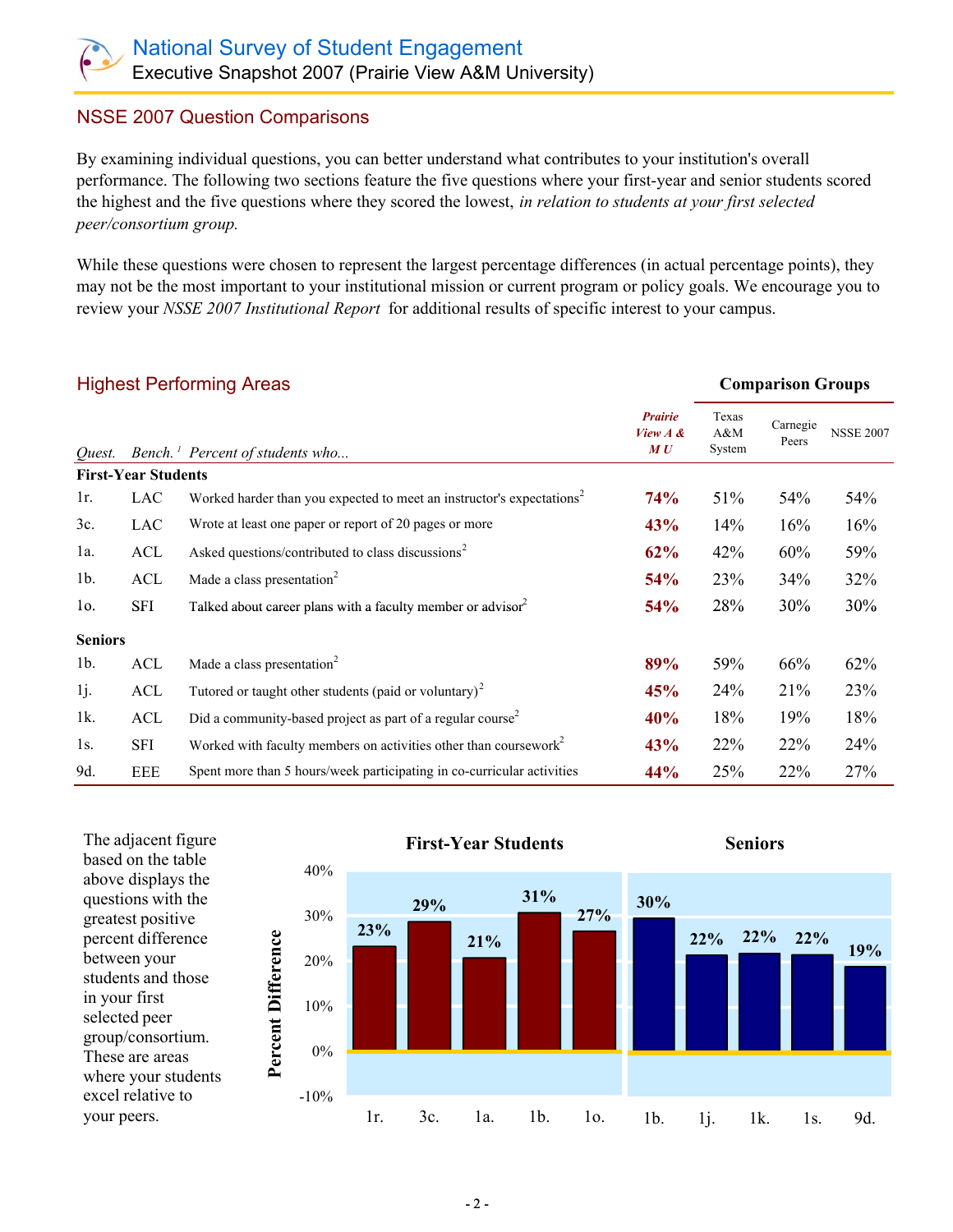# National Survey of Student Engagement
Executive Snapshot 2007 (Prairie View A&M University)

## NSSE 2007 Question Comparisons

By examining individual questions, you can better understand what contributes to your institution's overall performance. The following two sections feature the five questions where your first-year and senior students scored the highest and the five questions where they scored the lowest, *in relation to students at your first selected peer/consortium group.*

While these questions were chosen to represent the largest percentage differences (in actual percentage points), they may not be the most important to your institutional mission or current program or policy goals. We encourage you to review your *NSSE 2007 Institutional Report* for additional results of specific interest to your campus.

## Highest Performing Areas

| | | | | Comparison Groups | | |
|---|---|---|---|---|---|---|
| *Quest.* | *Bench.* [1] | *Percent of students who...* | ***Prairie View A & M U*** | Texas A&M System | Carnegie Peers | NSSE 2007 |
| **First-Year Students** | | | | | | |
| 1r. | LAC | Worked harder than you expected to meet an instructor's expectations[2] | **74%** | 51% | 54% | 54% |
| 3c. | LAC | Wrote at least one paper or report of 20 pages or more | **43%** | 14% | 16% | 16% |
| 1a. | ACL | Asked questions/contributed to class discussions[2] | **62%** | 42% | 60% | 59% |
| 1b. | ACL | Made a class presentation[2] | **54%** | 23% | 34% | 32% |
| 1o. | SFI | Talked about career plans with a faculty member or advisor[2] | **54%** | 28% | 30% | 30% |
| **Seniors** | | | | | | |
| 1b. | ACL | Made a class presentation[2] | **89%** | 59% | 66% | 62% |
| 1j. | ACL | Tutored or taught other students (paid or voluntary)[2] | **45%** | 24% | 21% | 23% |
| 1k. | ACL | Did a community-based project as part of a regular course[2] | **40%** | 18% | 19% | 18% |
| 1s. | SFI | Worked with faculty members on activities other than coursework[2] | **43%** | 22% | 22% | 24% |
| 9d. | EEE | Spent more than 5 hours/week participating in co-curricular activities | **44%** | 25% | 22% | 27% |

The adjacent figure based on the table above displays the questions with the greatest positive percent difference between your students and those in your first selected peer group/consortium. These are areas where your students excel relative to your peers.

**First-Year Students** (Percent Difference)

| 1r. | 3c. | 1a. | 1b. | 1o. |
|---|---|---|---|---|
| 23% | 29% | 21% | 31% | 27% |

**Seniors** (Percent Difference)

| 1b. | 1j. | 1k. | 1s. | 9d. |
|---|---|---|---|---|
| 30% | 22% | 22% | 22% | 19% |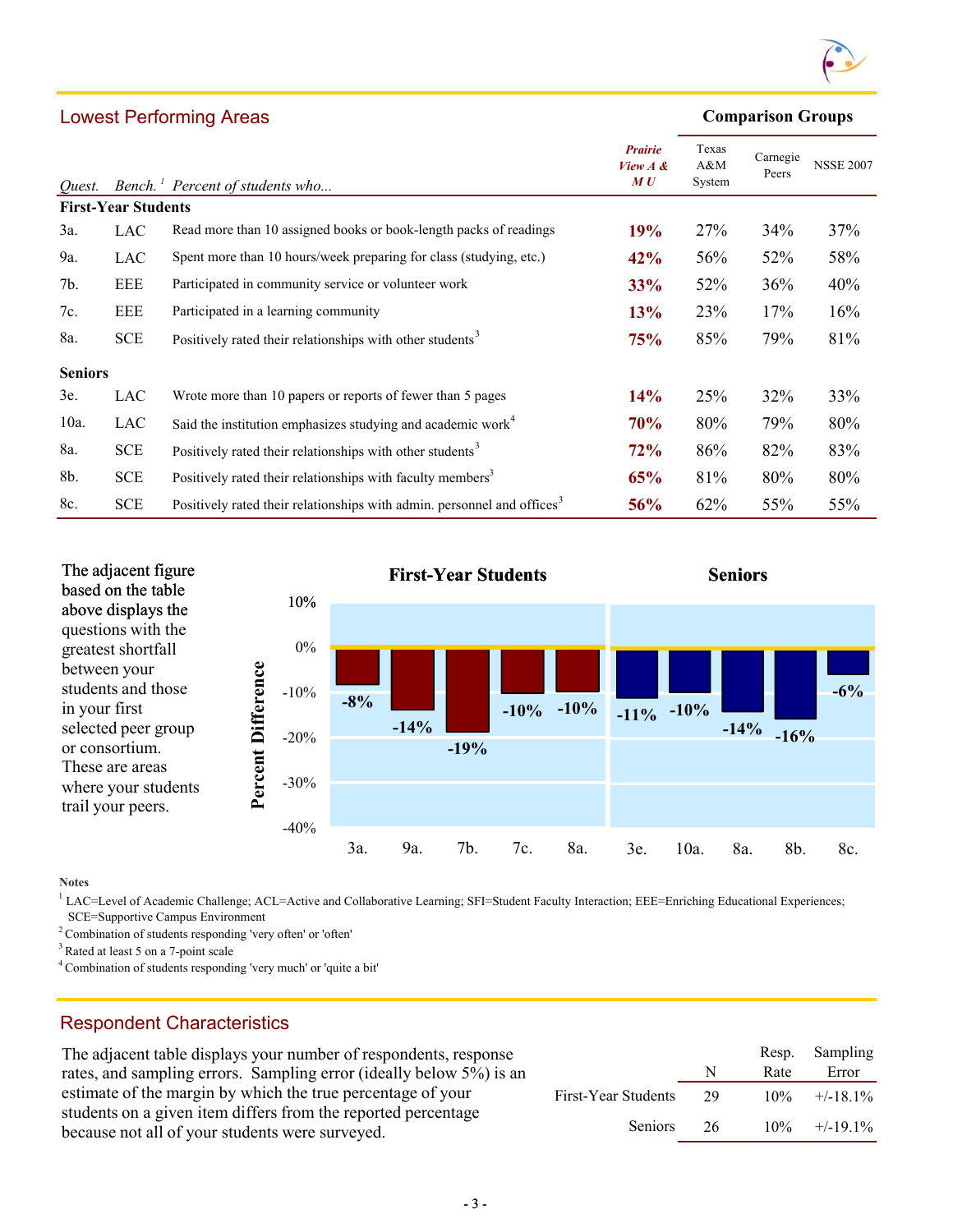## Lowest Performing Areas

| Quest. | Bench.[1] | Percent of students who... | Prairie View A & M U | Texas A&M System | Carnegie Peers | NSSE 2007 |
|---|---|---|---|---|---|---|
| | | | | Comparison Groups | | |
| **First-Year Students** | | | | | | |
| 3a. | LAC | Read more than 10 assigned books or book-length packs of readings | **19%** | 27% | 34% | 37% |
| 9a. | LAC | Spent more than 10 hours/week preparing for class (studying, etc.) | **42%** | 56% | 52% | 58% |
| 7b. | EEE | Participated in community service or volunteer work | **33%** | 52% | 36% | 40% |
| 7c. | EEE | Participated in a learning community | **13%** | 23% | 17% | 16% |
| 8a. | SCE | Positively rated their relationships with other students[3] | **75%** | 85% | 79% | 81% |
| **Seniors** | | | | | | |
| 3e. | LAC | Wrote more than 10 papers or reports of fewer than 5 pages | **14%** | 25% | 32% | 33% |
| 10a. | LAC | Said the institution emphasizes studying and academic work[4] | **70%** | 80% | 79% | 80% |
| 8a. | SCE | Positively rated their relationships with other students[3] | **72%** | 86% | 82% | 83% |
| 8b. | SCE | Positively rated their relationships with faculty members[3] | **65%** | 81% | 80% | 80% |
| 8c. | SCE | Positively rated their relationships with admin. personnel and offices[3] | **56%** | 62% | 55% | 55% |

The adjacent figure based on the table above displays the questions with the greatest shortfall between your students and those in your first selected peer group or consortium. These are areas where your students trail your peers.

**Percent Difference**

| | First-Year Students | | | | | Seniors | | | | |
|---|---|---|---|---|---|---|---|---|---|---|
| Item | 3a. | 9a. | 7b. | 7c. | 8a. | 3e. | 10a. | 8a. | 8b. | 8c. |
| Difference | -8% | -14% | -19% | -10% | -10% | -11% | -10% | -14% | -16% | -6% |

**Notes**

[1] LAC=Level of Academic Challenge; ACL=Active and Collaborative Learning; SFI=Student Faculty Interaction; EEE=Enriching Educational Experiences; SCE=Supportive Campus Environment

[2] Combination of students responding 'very often' or 'often'

[3] Rated at least 5 on a 7-point scale

[4] Combination of students responding 'very much' or 'quite a bit'

## Respondent Characteristics

The adjacent table displays your number of respondents, response rates, and sampling errors. Sampling error (ideally below 5%) is an estimate of the margin by which the true percentage of your students on a given item differs from the reported percentage because not all of your students were surveyed.

| | N | Resp. Rate | Sampling Error |
|---|---|---|---|
| First-Year Students | 29 | 10% | +/-18.1% |
| Seniors | 26 | 10% | +/-19.1% |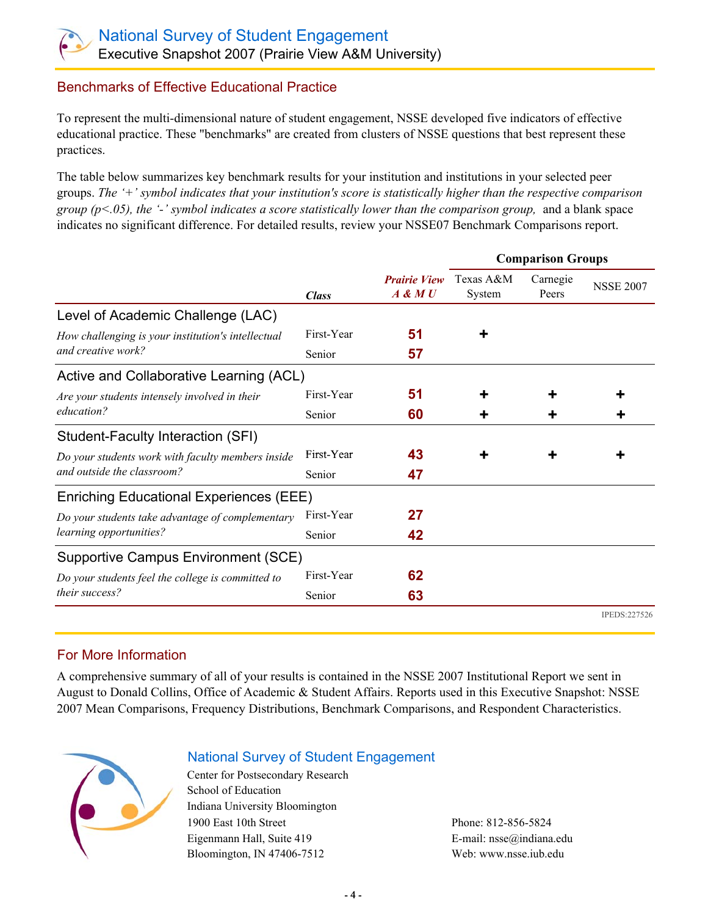# National Survey of Student Engagement

Executive Snapshot 2007 (Prairie View A&M University)

## Benchmarks of Effective Educational Practice

To represent the multi-dimensional nature of student engagement, NSSE developed five indicators of effective educational practice. These "benchmarks" are created from clusters of NSSE questions that best represent these practices.

The table below summarizes key benchmark results for your institution and institutions in your selected peer groups. *The '+' symbol indicates that your institution's score is statistically higher than the respective comparison group (p<.05), the '-' symbol indicates a score statistically lower than the comparison group,* and a blank space indicates no significant difference. For detailed results, review your NSSE07 Benchmark Comparisons report.

| | | | Comparison Groups | | |
|---|---|---|---|---|---|
| | ***Class*** | ***Prairie View A & M U*** | Texas A&M System | Carnegie Peers | NSSE 2007 |
| **Level of Academic Challenge (LAC)** | | | | | |
| *How challenging is your institution's intellectual and creative work?* | First-Year | **51** | + | | |
| | Senior | **57** | | | |
| **Active and Collaborative Learning (ACL)** | | | | | |
| *Are your students intensely involved in their education?* | First-Year | **51** | + | + | + |
| | Senior | **60** | + | + | + |
| **Student-Faculty Interaction (SFI)** | | | | | |
| *Do your students work with faculty members inside and outside the classroom?* | First-Year | **43** | + | + | + |
| | Senior | **47** | | | |
| **Enriching Educational Experiences (EEE)** | | | | | |
| *Do your students take advantage of complementary learning opportunities?* | First-Year | **27** | | | |
| | Senior | **42** | | | |
| **Supportive Campus Environment (SCE)** | | | | | |
| *Do your students feel the college is committed to their success?* | First-Year | **62** | | | |
| | Senior | **63** | | | |

IPEDS:227526

## For More Information

A comprehensive summary of all of your results is contained in the NSSE 2007 Institutional Report we sent in August to Donald Collins, Office of Academic & Student Affairs. Reports used in this Executive Snapshot: NSSE 2007 Mean Comparisons, Frequency Distributions, Benchmark Comparisons, and Respondent Characteristics.

### National Survey of Student Engagement

Center for Postsecondary Research
School of Education
Indiana University Bloomington
1900 East 10th Street
Eigenmann Hall, Suite 419
Bloomington, IN 47406-7512

Phone: 812-856-5824
E-mail: nsse@indiana.edu
Web: www.nsse.iub.edu